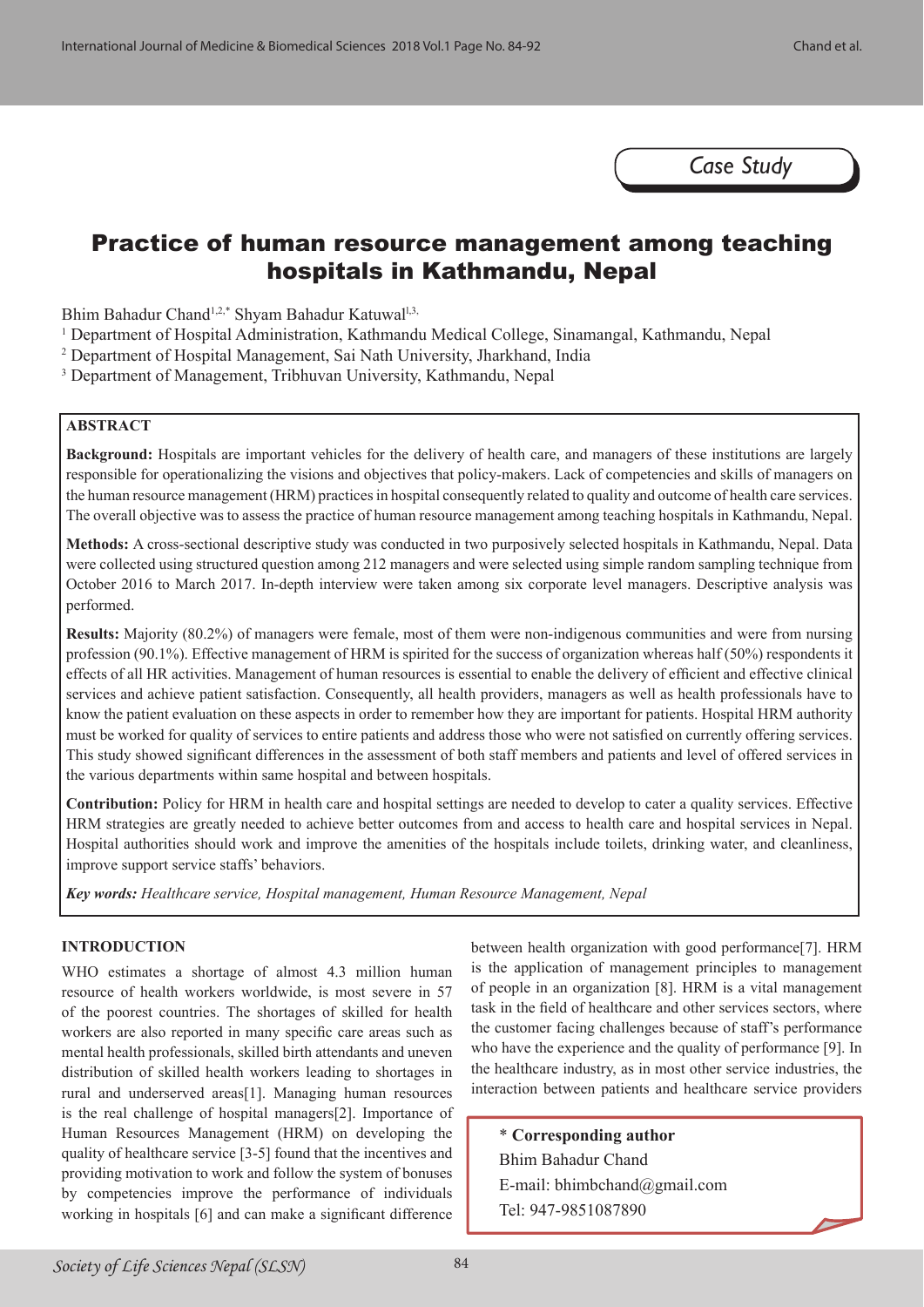Case Study

# Practice of human resource management among teaching hospitals in Kathmandu, Nepal

Bhim Bahadur Chand[1,2,*] Shyam Bahadur Katuwal[1,3,]

[1] Department of Hospital Administration, Kathmandu Medical College, Sinamangal, Kathmandu, Nepal

[2] Department of Hospital Management, Sai Nath University, Jharkhand, India

[3] Department of Management, Tribhuvan University, Kathmandu, Nepal

## ABSTRACT

**Background:** Hospitals are important vehicles for the delivery of health care, and managers of these institutions are largely responsible for operationalizing the visions and objectives that policy-makers. Lack of competencies and skills of managers on the human resource management (HRM) practices in hospital consequently related to quality and outcome of health care services. The overall objective was to assess the practice of human resource management among teaching hospitals in Kathmandu, Nepal.

**Methods:** A cross-sectional descriptive study was conducted in two purposively selected hospitals in Kathmandu, Nepal. Data were collected using structured question among 212 managers and were selected using simple random sampling technique from October 2016 to March 2017. In-depth interview were taken among six corporate level managers. Descriptive analysis was performed.

**Results:** Majority (80.2%) of managers were female, most of them were non-indigenous communities and were from nursing profession (90.1%). Effective management of HRM is spirited for the success of organization whereas half (50%) respondents it effects of all HR activities. Management of human resources is essential to enable the delivery of efficient and effective clinical services and achieve patient satisfaction. Consequently, all health providers, managers as well as health professionals have to know the patient evaluation on these aspects in order to remember how they are important for patients. Hospital HRM authority must be worked for quality of services to entire patients and address those who were not satisfied on currently offering services. This study showed significant differences in the assessment of both staff members and patients and level of offered services in the various departments within same hospital and between hospitals.

**Contribution:** Policy for HRM in health care and hospital settings are needed to develop to cater a quality services. Effective HRM strategies are greatly needed to achieve better outcomes from and access to health care and hospital services in Nepal. Hospital authorities should work and improve the amenities of the hospitals include toilets, drinking water, and cleanliness, improve support service staffs' behaviors.

***Key words:*** *Healthcare service, Hospital management, Human Resource Management, Nepal*

## INTRODUCTION

WHO estimates a shortage of almost 4.3 million human resource of health workers worldwide, is most severe in 57 of the poorest countries. The shortages of skilled for health workers are also reported in many specific care areas such as mental health professionals, skilled birth attendants and uneven distribution of skilled health workers leading to shortages in rural and underserved areas[1]. Managing human resources is the real challenge of hospital managers[2]. Importance of Human Resources Management (HRM) on developing the quality of healthcare service [3-5] found that the incentives and providing motivation to work and follow the system of bonuses by competencies improve the performance of individuals working in hospitals [6] and can make a significant difference between health organization with good performance[7]. HRM is the application of management principles to management of people in an organization [8]. HRM is a vital management task in the field of healthcare and other services sectors, where the customer facing challenges because of staff's performance who have the experience and the quality of performance [9]. In the healthcare industry, as in most other service industries, the interaction between patients and healthcare service providers

**\* Corresponding author**
Bhim Bahadur Chand
E-mail: bhimbchand@gmail.com
Tel: 947-9851087890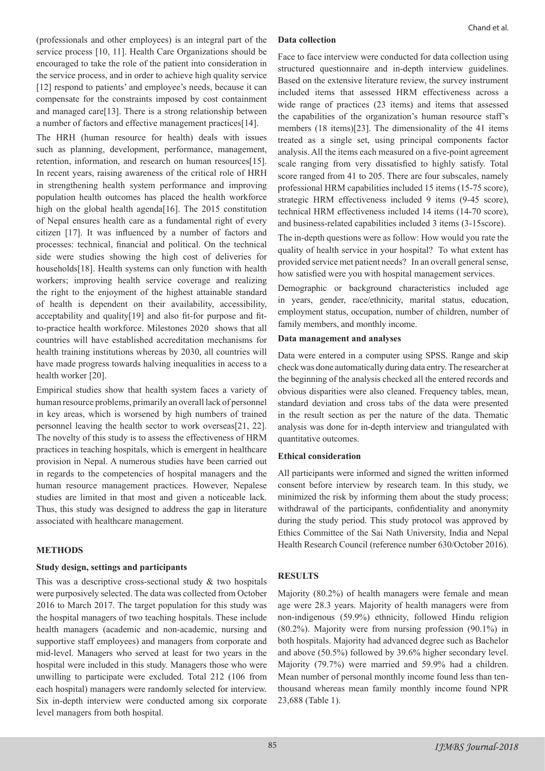(professionals and other employees) is an integral part of the service process [10, 11]. Health Care Organizations should be encouraged to take the role of the patient into consideration in the service process, and in order to achieve high quality service [12] respond to patients' and employee's needs, because it can compensate for the constraints imposed by cost containment and managed care[13]. There is a strong relationship between a number of factors and effective management practices[14].

The HRH (human resource for health) deals with issues such as planning, development, performance, management, retention, information, and research on human resources[15]. In recent years, raising awareness of the critical role of HRH in strengthening health system performance and improving population health outcomes has placed the health workforce high on the global health agenda[16]. The 2015 constitution of Nepal ensures health care as a fundamental right of every citizen [17]. It was influenced by a number of factors and processes: technical, financial and political. On the technical side were studies showing the high cost of deliveries for households[18]. Health systems can only function with health workers; improving health service coverage and realizing the right to the enjoyment of the highest attainable standard of health is dependent on their availability, accessibility, acceptability and quality[19] and also fit-for purpose and fit-to-practice health workforce. Milestones 2020 shows that all countries will have established accreditation mechanisms for health training institutions whereas by 2030, all countries will have made progress towards halving inequalities in access to a health worker [20].

Empirical studies show that health system faces a variety of human resource problems, primarily an overall lack of personnel in key areas, which is worsened by high numbers of trained personnel leaving the health sector to work overseas[21, 22]. The novelty of this study is to assess the effectiveness of HRM practices in teaching hospitals, which is emergent in healthcare provision in Nepal. A numerous studies have been carried out in regards to the competencies of hospital managers and the human resource management practices. However, Nepalese studies are limited in that most and given a noticeable lack. Thus, this study was designed to address the gap in literature associated with healthcare management.

## METHODS

### Study design, settings and participants

This was a descriptive cross-sectional study & two hospitals were purposively selected. The data was collected from October 2016 to March 2017. The target population for this study was the hospital managers of two teaching hospitals. These include health managers (academic and non-academic, nursing and supportive staff employees) and managers from corporate and mid-level. Managers who served at least for two years in the hospital were included in this study. Managers those who were unwilling to participate were excluded. Total 212 (106 from each hospital) managers were randomly selected for interview. Six in-depth interview were conducted among six corporate level managers from both hospital.

### Data collection

Face to face interview were conducted for data collection using structured questionnaire and in-depth interview guidelines. Based on the extensive literature review, the survey instrument included items that assessed HRM effectiveness across a wide range of practices (23 items) and items that assessed the capabilities of the organization's human resource staff's members (18 items)[23]. The dimensionality of the 41 items treated as a single set, using principal components factor analysis. All the items each measured on a five-point agreement scale ranging from very dissatisfied to highly satisfy. Total score ranged from 41 to 205. There are four subscales, namely professional HRM capabilities included 15 items (15-75 score), strategic HRM effectiveness included 9 items (9-45 score), technical HRM effectiveness included 14 items (14-70 score), and business-related capabilities included 3 items (3-15score).

The in-depth questions were as follow: How would you rate the quality of health service in your hospital? To what extent has provided service met patient needs? In an overall general sense, how satisfied were you with hospital management services.

Demographic or background characteristics included age in years, gender, race/ethnicity, marital status, education, employment status, occupation, number of children, number of family members, and monthly income.

### Data management and analyses

Data were entered in a computer using SPSS. Range and skip check was done automatically during data entry. The researcher at the beginning of the analysis checked all the entered records and obvious disparities were also cleaned. Frequency tables, mean, standard deviation and cross tabs of the data were presented in the result section as per the nature of the data. Thematic analysis was done for in-depth interview and triangulated with quantitative outcomes.

### Ethical consideration

All participants were informed and signed the written informed consent before interview by research team. In this study, we minimized the risk by informing them about the study process; withdrawal of the participants, confidentiality and anonymity during the study period. This study protocol was approved by Ethics Committee of the Sai Nath University, India and Nepal Health Research Council (reference number 630/October 2016).

## RESULTS

Majority (80.2%) of health managers were female and mean age were 28.3 years. Majority of health managers were from non-indigenous (59.9%) ethnicity, followed Hindu religion (80.2%). Majority were from nursing profession (90.1%) in both hospitals. Majority had advanced degree such as Bachelor and above (50.5%) followed by 39.6% higher secondary level. Majority (79.7%) were married and 59.9% had a children. Mean number of personal monthly income found less than ten-thousand whereas mean family monthly income found NPR 23,688 (Table 1).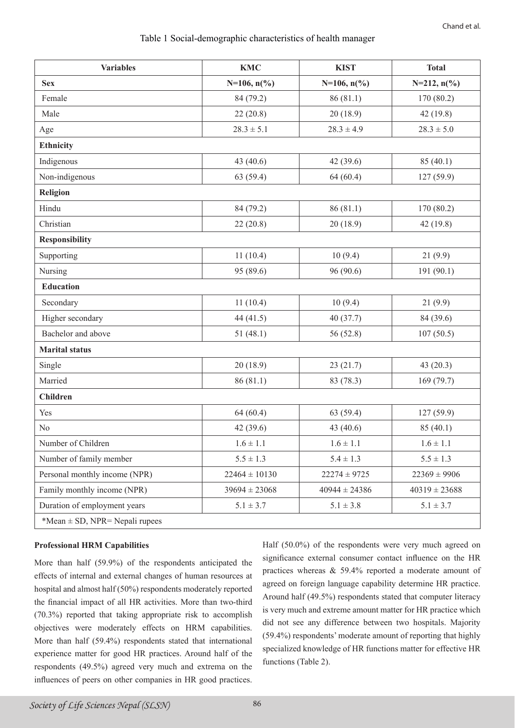Table 1 Social-demographic characteristics of health manager

| Variables | KMC | KIST | Total |
|---|---|---|---|
| **Sex** | **N=106, n(%)** | **N=106, n(%)** | **N=212, n(%)** |
| Female | 84 (79.2) | 86 (81.1) | 170 (80.2) |
| Male | 22 (20.8) | 20 (18.9) | 42 (19.8) |
| Age | 28.3 ± 5.1 | 28.3 ± 4.9 | 28.3 ± 5.0 |
| **Ethnicity** | | | |
| Indigenous | 43 (40.6) | 42 (39.6) | 85 (40.1) |
| Non-indigenous | 63 (59.4) | 64 (60.4) | 127 (59.9) |
| **Religion** | | | |
| Hindu | 84 (79.2) | 86 (81.1) | 170 (80.2) |
| Christian | 22 (20.8) | 20 (18.9) | 42 (19.8) |
| **Responsibility** | | | |
| Supporting | 11 (10.4) | 10 (9.4) | 21 (9.9) |
| Nursing | 95 (89.6) | 96 (90.6) | 191 (90.1) |
| **Education** | | | |
| Secondary | 11 (10.4) | 10 (9.4) | 21 (9.9) |
| Higher secondary | 44 (41.5) | 40 (37.7) | 84 (39.6) |
| Bachelor and above | 51 (48.1) | 56 (52.8) | 107 (50.5) |
| **Marital status** | | | |
| Single | 20 (18.9) | 23 (21.7) | 43 (20.3) |
| Married | 86 (81.1) | 83 (78.3) | 169 (79.7) |
| **Children** | | | |
| Yes | 64 (60.4) | 63 (59.4) | 127 (59.9) |
| No | 42 (39.6) | 43 (40.6) | 85 (40.1) |
| Number of Children | 1.6 ± 1.1 | 1.6 ± 1.1 | 1.6 ± 1.1 |
| Number of family member | 5.5 ± 1.3 | 5.4 ± 1.3 | 5.5 ± 1.3 |
| Personal monthly income (NPR) | 22464 ± 10130 | 22274 ± 9725 | 22369 ± 9906 |
| Family monthly income (NPR) | 39694 ± 23068 | 40944 ± 24386 | 40319 ± 23688 |
| Duration of employment years | 5.1 ± 3.7 | 5.1 ± 3.8 | 5.1 ± 3.7 |

*Mean ± SD, NPR= Nepali rupees

**Professional HRM Capabilities**

More than half (59.9%) of the respondents anticipated the effects of internal and external changes of human resources at hospital and almost half (50%) respondents moderately reported the financial impact of all HR activities. More than two-third (70.3%) reported that taking appropriate risk to accomplish objectives were moderately effects on HRM capabilities. More than half (59.4%) respondents stated that international experience matter for good HR practices. Around half of the respondents (49.5%) agreed very much and extrema on the influences of peers on other companies in HR good practices. Half (50.0%) of the respondents were very much agreed on significance external consumer contact influence on the HR practices whereas & 59.4% reported a moderate amount of agreed on foreign language capability determine HR practice. Around half (49.5%) respondents stated that computer literacy is very much and extreme amount matter for HR practice which did not see any difference between two hospitals. Majority (59.4%) respondents' moderate amount of reporting that highly specialized knowledge of HR functions matter for effective HR functions (Table 2).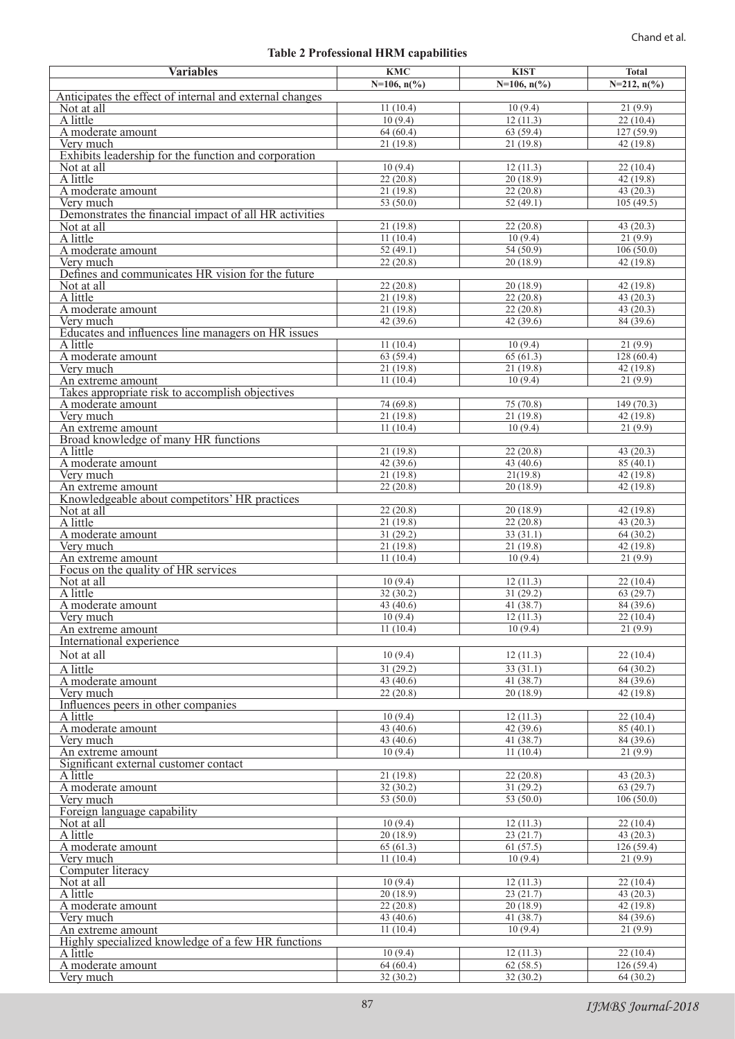**Table 2 Professional HRM capabilities**

| Variables | KMC | KIST | Total |
|---|---|---|---|
| | N=106, n(%) | N=106, n(%) | N=212, n(%) |
| Anticipates the effect of internal and external changes | | | |
| Not at all | 11 (10.4) | 10 (9.4) | 21 (9.9) |
| A little | 10 (9.4) | 12 (11.3) | 22 (10.4) |
| A moderate amount | 64 (60.4) | 63 (59.4) | 127 (59.9) |
| Very much | 21 (19.8) | 21 (19.8) | 42 (19.8) |
| Exhibits leadership for the function and corporation | | | |
| Not at all | 10 (9.4) | 12 (11.3) | 22 (10.4) |
| A little | 22 (20.8) | 20 (18.9) | 42 (19.8) |
| A moderate amount | 21 (19.8) | 22 (20.8) | 43 (20.3) |
| Very much | 53 (50.0) | 52 (49.1) | 105 (49.5) |
| Demonstrates the financial impact of all HR activities | | | |
| Not at all | 21 (19.8) | 22 (20.8) | 43 (20.3) |
| A little | 11 (10.4) | 10 (9.4) | 21 (9.9) |
| A moderate amount | 52 (49.1) | 54 (50.9) | 106 (50.0) |
| Very much | 22 (20.8) | 20 (18.9) | 42 (19.8) |
| Defines and communicates HR vision for the future | | | |
| Not at all | 22 (20.8) | 20 (18.9) | 42 (19.8) |
| A little | 21 (19.8) | 22 (20.8) | 43 (20.3) |
| A moderate amount | 21 (19.8) | 22 (20.8) | 43 (20.3) |
| Very much | 42 (39.6) | 42 (39.6) | 84 (39.6) |
| Educates and influences line managers on HR issues | | | |
| A little | 11 (10.4) | 10 (9.4) | 21 (9.9) |
| A moderate amount | 63 (59.4) | 65 (61.3) | 128 (60.4) |
| Very much | 21 (19.8) | 21 (19.8) | 42 (19.8) |
| An extreme amount | 11 (10.4) | 10 (9.4) | 21 (9.9) |
| Takes appropriate risk to accomplish objectives | | | |
| A moderate amount | 74 (69.8) | 75 (70.8) | 149 (70.3) |
| Very much | 21 (19.8) | 21 (19.8) | 42 (19.8) |
| An extreme amount | 11 (10.4) | 10 (9.4) | 21 (9.9) |
| Broad knowledge of many HR functions | | | |
| A little | 21 (19.8) | 22 (20.8) | 43 (20.3) |
| A moderate amount | 42 (39.6) | 43 (40.6) | 85 (40.1) |
| Very much | 21 (19.8) | 21(19.8) | 42 (19.8) |
| An extreme amount | 22 (20.8) | 20 (18.9) | 42 (19.8) |
| Knowledgeable about competitors' HR practices | | | |
| Not at all | 22 (20.8) | 20 (18.9) | 42 (19.8) |
| A little | 21 (19.8) | 22 (20.8) | 43 (20.3) |
| A moderate amount | 31 (29.2) | 33 (31.1) | 64 (30.2) |
| Very much | 21 (19.8) | 21 (19.8) | 42 (19.8) |
| An extreme amount | 11 (10.4) | 10 (9.4) | 21 (9.9) |
| Focus on the quality of HR services | | | |
| Not at all | 10 (9.4) | 12 (11.3) | 22 (10.4) |
| A little | 32 (30.2) | 31 (29.2) | 63 (29.7) |
| A moderate amount | 43 (40.6) | 41 (38.7) | 84 (39.6) |
| Very much | 10 (9.4) | 12 (11.3) | 22 (10.4) |
| An extreme amount | 11 (10.4) | 10 (9.4) | 21 (9.9) |
| International experience | | | |
| Not at all | 10 (9.4) | 12 (11.3) | 22 (10.4) |
| A little | 31 (29.2) | 33 (31.1) | 64 (30.2) |
| A moderate amount | 43 (40.6) | 41 (38.7) | 84 (39.6) |
| Very much | 22 (20.8) | 20 (18.9) | 42 (19.8) |
| Influences peers in other companies | | | |
| A little | 10 (9.4) | 12 (11.3) | 22 (10.4) |
| A moderate amount | 43 (40.6) | 42 (39.6) | 85 (40.1) |
| Very much | 43 (40.6) | 41 (38.7) | 84 (39.6) |
| An extreme amount | 10 (9.4) | 11 (10.4) | 21 (9.9) |
| Significant external customer contact | | | |
| A little | 21 (19.8) | 22 (20.8) | 43 (20.3) |
| A moderate amount | 32 (30.2) | 31 (29.2) | 63 (29.7) |
| Very much | 53 (50.0) | 53 (50.0) | 106 (50.0) |
| Foreign language capability | | | |
| Not at all | 10 (9.4) | 12 (11.3) | 22 (10.4) |
| A little | 20 (18.9) | 23 (21.7) | 43 (20.3) |
| A moderate amount | 65 (61.3) | 61 (57.5) | 126 (59.4) |
| Very much | 11 (10.4) | 10 (9.4) | 21 (9.9) |
| Computer literacy | | | |
| Not at all | 10 (9.4) | 12 (11.3) | 22 (10.4) |
| A little | 20 (18.9) | 23 (21.7) | 43 (20.3) |
| A moderate amount | 22 (20.8) | 20 (18.9) | 42 (19.8) |
| Very much | 43 (40.6) | 41 (38.7) | 84 (39.6) |
| An extreme amount | 11 (10.4) | 10 (9.4) | 21 (9.9) |
| Highly specialized knowledge of a few HR functions | | | |
| A little | 10 (9.4) | 12 (11.3) | 22 (10.4) |
| A moderate amount | 64 (60.4) | 62 (58.5) | 126 (59.4) |
| Very much | 32 (30.2) | 32 (30.2) | 64 (30.2) |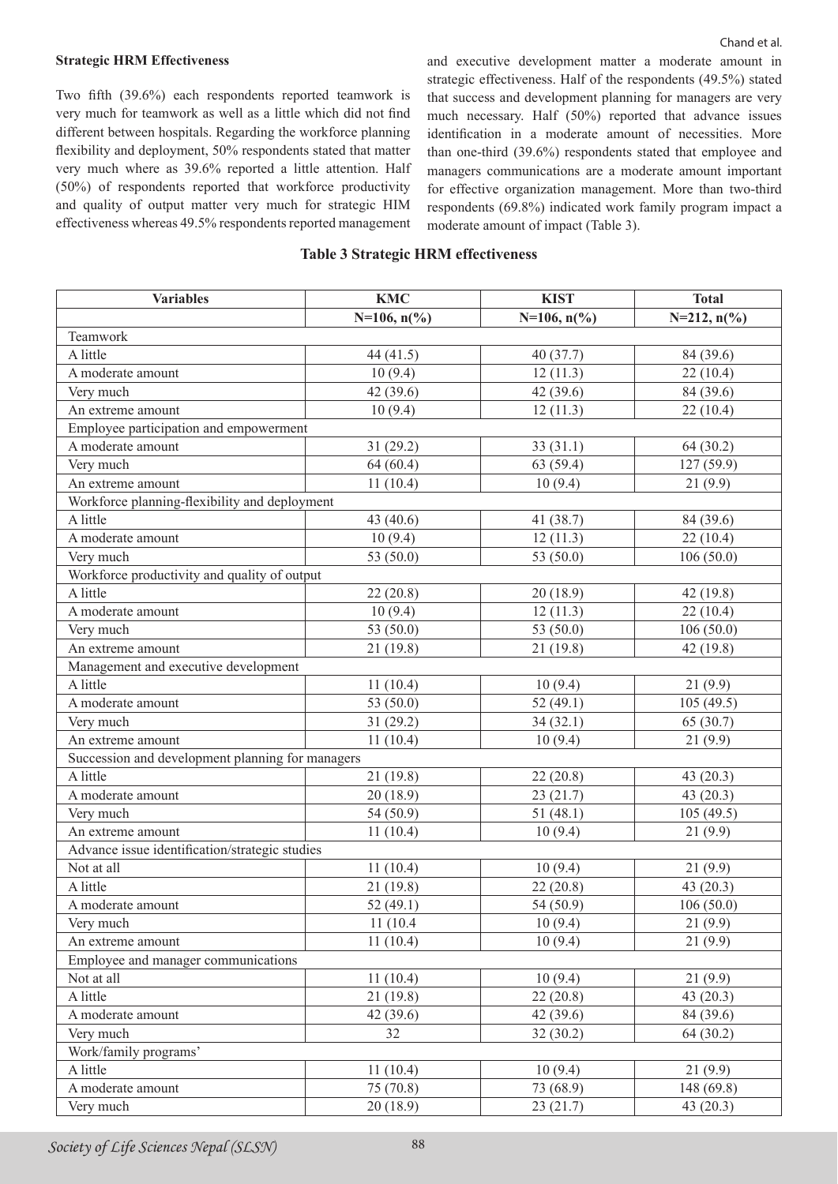**Strategic HRM Effectiveness**

Two fifth (39.6%) each respondents reported teamwork is very much for teamwork as well as a little which did not find different between hospitals. Regarding the workforce planning flexibility and deployment, 50% respondents stated that matter very much where as 39.6% reported a little attention. Half (50%) of respondents reported that workforce productivity and quality of output matter very much for strategic HIM effectiveness whereas 49.5% respondents reported management and executive development matter a moderate amount in strategic effectiveness. Half of the respondents (49.5%) stated that success and development planning for managers are very much necessary. Half (50%) reported that advance issues identification in a moderate amount of necessities. More than one-third (39.6%) respondents stated that employee and managers communications are a moderate amount important for effective organization management. More than two-third respondents (69.8%) indicated work family program impact a moderate amount of impact (Table 3).

**Table 3 Strategic HRM effectiveness**

| Variables | KMC | KIST | Total |
|---|---|---|---|
| | N=106, n(%) | N=106, n(%) | N=212, n(%) |
| Teamwork | | | |
| A little | 44 (41.5) | 40 (37.7) | 84 (39.6) |
| A moderate amount | 10 (9.4) | 12 (11.3) | 22 (10.4) |
| Very much | 42 (39.6) | 42 (39.6) | 84 (39.6) |
| An extreme amount | 10 (9.4) | 12 (11.3) | 22 (10.4) |
| Employee participation and empowerment | | | |
| A moderate amount | 31 (29.2) | 33 (31.1) | 64 (30.2) |
| Very much | 64 (60.4) | 63 (59.4) | 127 (59.9) |
| An extreme amount | 11 (10.4) | 10 (9.4) | 21 (9.9) |
| Workforce planning-flexibility and deployment | | | |
| A little | 43 (40.6) | 41 (38.7) | 84 (39.6) |
| A moderate amount | 10 (9.4) | 12 (11.3) | 22 (10.4) |
| Very much | 53 (50.0) | 53 (50.0) | 106 (50.0) |
| Workforce productivity and quality of output | | | |
| A little | 22 (20.8) | 20 (18.9) | 42 (19.8) |
| A moderate amount | 10 (9.4) | 12 (11.3) | 22 (10.4) |
| Very much | 53 (50.0) | 53 (50.0) | 106 (50.0) |
| An extreme amount | 21 (19.8) | 21 (19.8) | 42 (19.8) |
| Management and executive development | | | |
| A little | 11 (10.4) | 10 (9.4) | 21 (9.9) |
| A moderate amount | 53 (50.0) | 52 (49.1) | 105 (49.5) |
| Very much | 31 (29.2) | 34 (32.1) | 65 (30.7) |
| An extreme amount | 11 (10.4) | 10 (9.4) | 21 (9.9) |
| Succession and development planning for managers | | | |
| A little | 21 (19.8) | 22 (20.8) | 43 (20.3) |
| A moderate amount | 20 (18.9) | 23 (21.7) | 43 (20.3) |
| Very much | 54 (50.9) | 51 (48.1) | 105 (49.5) |
| An extreme amount | 11 (10.4) | 10 (9.4) | 21 (9.9) |
| Advance issue identification/strategic studies | | | |
| Not at all | 11 (10.4) | 10 (9.4) | 21 (9.9) |
| A little | 21 (19.8) | 22 (20.8) | 43 (20.3) |
| A moderate amount | 52 (49.1) | 54 (50.9) | 106 (50.0) |
| Very much | 11 (10.4 | 10 (9.4) | 21 (9.9) |
| An extreme amount | 11 (10.4) | 10 (9.4) | 21 (9.9) |
| Employee and manager communications | | | |
| Not at all | 11 (10.4) | 10 (9.4) | 21 (9.9) |
| A little | 21 (19.8) | 22 (20.8) | 43 (20.3) |
| A moderate amount | 42 (39.6) | 42 (39.6) | 84 (39.6) |
| Very much | 32 | 32 (30.2) | 64 (30.2) |
| Work/family programs' | | | |
| A little | 11 (10.4) | 10 (9.4) | 21 (9.9) |
| A moderate amount | 75 (70.8) | 73 (68.9) | 148 (69.8) |
| Very much | 20 (18.9) | 23 (21.7) | 43 (20.3) |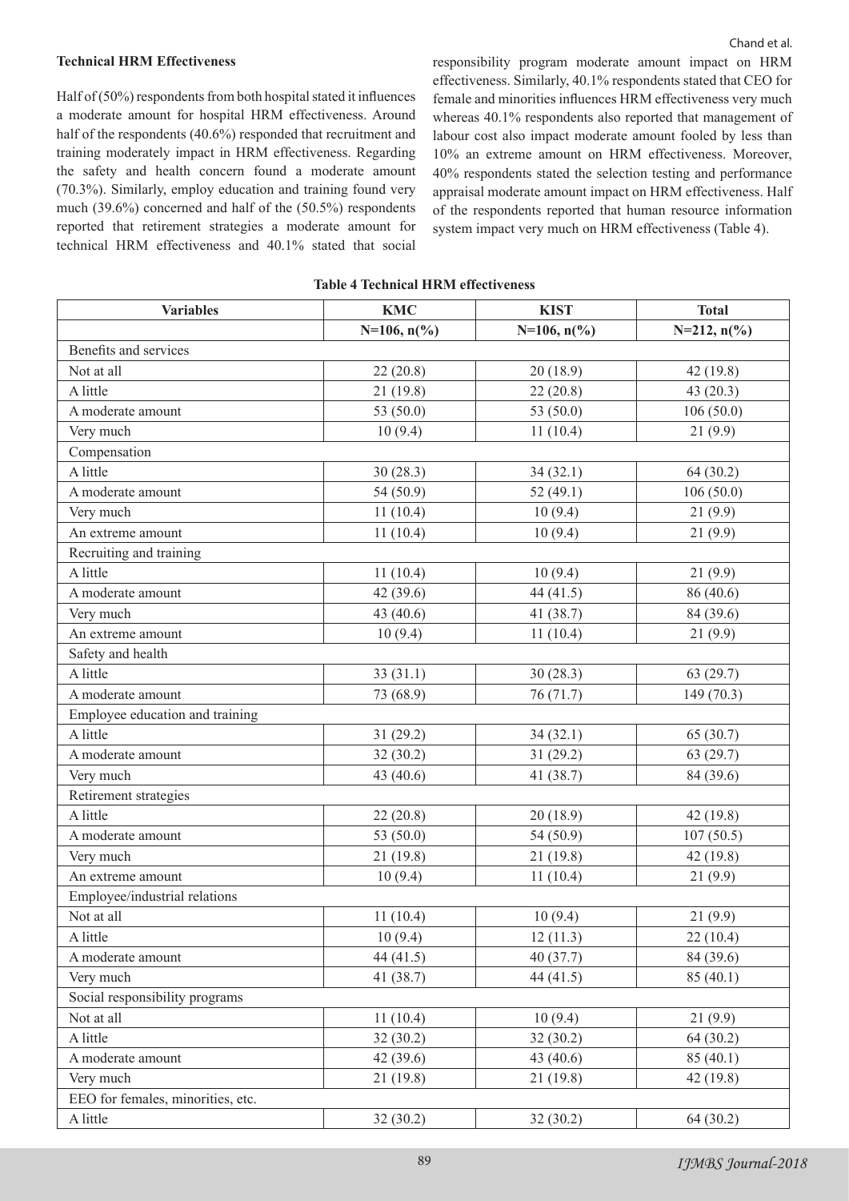**Technical HRM Effectiveness**

Half of (50%) respondents from both hospital stated it influences a moderate amount for hospital HRM effectiveness. Around half of the respondents (40.6%) responded that recruitment and training moderately impact in HRM effectiveness. Regarding the safety and health concern found a moderate amount (70.3%). Similarly, employ education and training found very much (39.6%) concerned and half of the (50.5%) respondents reported that retirement strategies a moderate amount for technical HRM effectiveness and 40.1% stated that social responsibility program moderate amount impact on HRM effectiveness. Similarly, 40.1% respondents stated that CEO for female and minorities influences HRM effectiveness very much whereas 40.1% respondents also reported that management of labour cost also impact moderate amount fooled by less than 10% an extreme amount on HRM effectiveness. Moreover, 40% respondents stated the selection testing and performance appraisal moderate amount impact on HRM effectiveness. Half of the respondents reported that human resource information system impact very much on HRM effectiveness (Table 4).

**Table 4 Technical HRM effectiveness**

| Variables | KMC | KIST | Total |
|---|---|---|---|
| | N=106, n(%) | N=106, n(%) | N=212, n(%) |
| Benefits and services | | | |
| Not at all | 22 (20.8) | 20 (18.9) | 42 (19.8) |
| A little | 21 (19.8) | 22 (20.8) | 43 (20.3) |
| A moderate amount | 53 (50.0) | 53 (50.0) | 106 (50.0) |
| Very much | 10 (9.4) | 11 (10.4) | 21 (9.9) |
| Compensation | | | |
| A little | 30 (28.3) | 34 (32.1) | 64 (30.2) |
| A moderate amount | 54 (50.9) | 52 (49.1) | 106 (50.0) |
| Very much | 11 (10.4) | 10 (9.4) | 21 (9.9) |
| An extreme amount | 11 (10.4) | 10 (9.4) | 21 (9.9) |
| Recruiting and training | | | |
| A little | 11 (10.4) | 10 (9.4) | 21 (9.9) |
| A moderate amount | 42 (39.6) | 44 (41.5) | 86 (40.6) |
| Very much | 43 (40.6) | 41 (38.7) | 84 (39.6) |
| An extreme amount | 10 (9.4) | 11 (10.4) | 21 (9.9) |
| Safety and health | | | |
| A little | 33 (31.1) | 30 (28.3) | 63 (29.7) |
| A moderate amount | 73 (68.9) | 76 (71.7) | 149 (70.3) |
| Employee education and training | | | |
| A little | 31 (29.2) | 34 (32.1) | 65 (30.7) |
| A moderate amount | 32 (30.2) | 31 (29.2) | 63 (29.7) |
| Very much | 43 (40.6) | 41 (38.7) | 84 (39.6) |
| Retirement strategies | | | |
| A little | 22 (20.8) | 20 (18.9) | 42 (19.8) |
| A moderate amount | 53 (50.0) | 54 (50.9) | 107 (50.5) |
| Very much | 21 (19.8) | 21 (19.8) | 42 (19.8) |
| An extreme amount | 10 (9.4) | 11 (10.4) | 21 (9.9) |
| Employee/industrial relations | | | |
| Not at all | 11 (10.4) | 10 (9.4) | 21 (9.9) |
| A little | 10 (9.4) | 12 (11.3) | 22 (10.4) |
| A moderate amount | 44 (41.5) | 40 (37.7) | 84 (39.6) |
| Very much | 41 (38.7) | 44 (41.5) | 85 (40.1) |
| Social responsibility programs | | | |
| Not at all | 11 (10.4) | 10 (9.4) | 21 (9.9) |
| A little | 32 (30.2) | 32 (30.2) | 64 (30.2) |
| A moderate amount | 42 (39.6) | 43 (40.6) | 85 (40.1) |
| Very much | 21 (19.8) | 21 (19.8) | 42 (19.8) |
| EEO for females, minorities, etc. | | | |
| A little | 32 (30.2) | 32 (30.2) | 64 (30.2) |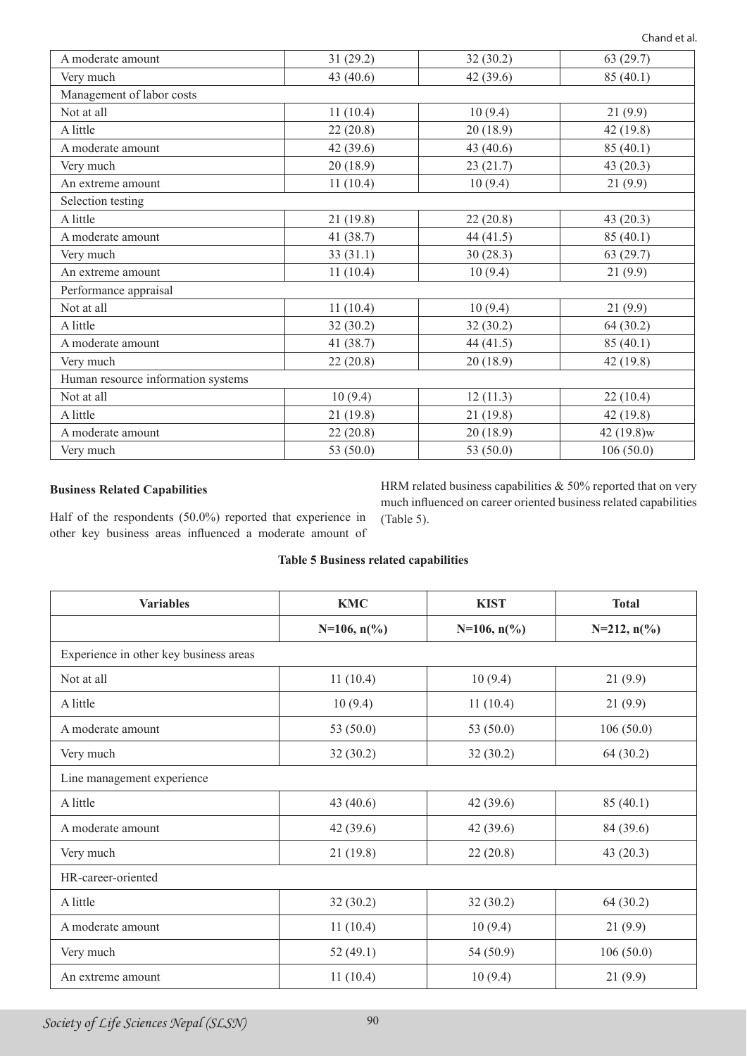| A moderate amount | 31 (29.2) | 32 (30.2) | 63 (29.7) |
|---|---|---|---|
| Very much | 43 (40.6) | 42 (39.6) | 85 (40.1) |
| Management of labor costs | | | |
| Not at all | 11 (10.4) | 10 (9.4) | 21 (9.9) |
| A little | 22 (20.8) | 20 (18.9) | 42 (19.8) |
| A moderate amount | 42 (39.6) | 43 (40.6) | 85 (40.1) |
| Very much | 20 (18.9) | 23 (21.7) | 43 (20.3) |
| An extreme amount | 11 (10.4) | 10 (9.4) | 21 (9.9) |
| Selection testing | | | |
| A little | 21 (19.8) | 22 (20.8) | 43 (20.3) |
| A moderate amount | 41 (38.7) | 44 (41.5) | 85 (40.1) |
| Very much | 33 (31.1) | 30 (28.3) | 63 (29.7) |
| An extreme amount | 11 (10.4) | 10 (9.4) | 21 (9.9) |
| Performance appraisal | | | |
| Not at all | 11 (10.4) | 10 (9.4) | 21 (9.9) |
| A little | 32 (30.2) | 32 (30.2) | 64 (30.2) |
| A moderate amount | 41 (38.7) | 44 (41.5) | 85 (40.1) |
| Very much | 22 (20.8) | 20 (18.9) | 42 (19.8) |
| Human resource information systems | | | |
| Not at all | 10 (9.4) | 12 (11.3) | 22 (10.4) |
| A little | 21 (19.8) | 21 (19.8) | 42 (19.8) |
| A moderate amount | 22 (20.8) | 20 (18.9) | 42 (19.8)w |
| Very much | 53 (50.0) | 53 (50.0) | 106 (50.0) |

**Business Related Capabilities**

Half of the respondents (50.0%) reported that experience in other key business areas influenced a moderate amount of HRM related business capabilities & 50% reported that on very much influenced on career oriented business related capabilities (Table 5).

**Table 5 Business related capabilities**

| Variables | KMC | KIST | Total |
|---|---|---|---|
| | N=106, n(%) | N=106, n(%) | N=212, n(%) |
| Experience in other key business areas | | | |
| Not at all | 11 (10.4) | 10 (9.4) | 21 (9.9) |
| A little | 10 (9.4) | 11 (10.4) | 21 (9.9) |
| A moderate amount | 53 (50.0) | 53 (50.0) | 106 (50.0) |
| Very much | 32 (30.2) | 32 (30.2) | 64 (30.2) |
| Line management experience | | | |
| A little | 43 (40.6) | 42 (39.6) | 85 (40.1) |
| A moderate amount | 42 (39.6) | 42 (39.6) | 84 (39.6) |
| Very much | 21 (19.8) | 22 (20.8) | 43 (20.3) |
| HR-career-oriented | | | |
| A little | 32 (30.2) | 32 (30.2) | 64 (30.2) |
| A moderate amount | 11 (10.4) | 10 (9.4) | 21 (9.9) |
| Very much | 52 (49.1) | 54 (50.9) | 106 (50.0) |
| An extreme amount | 11 (10.4) | 10 (9.4) | 21 (9.9) |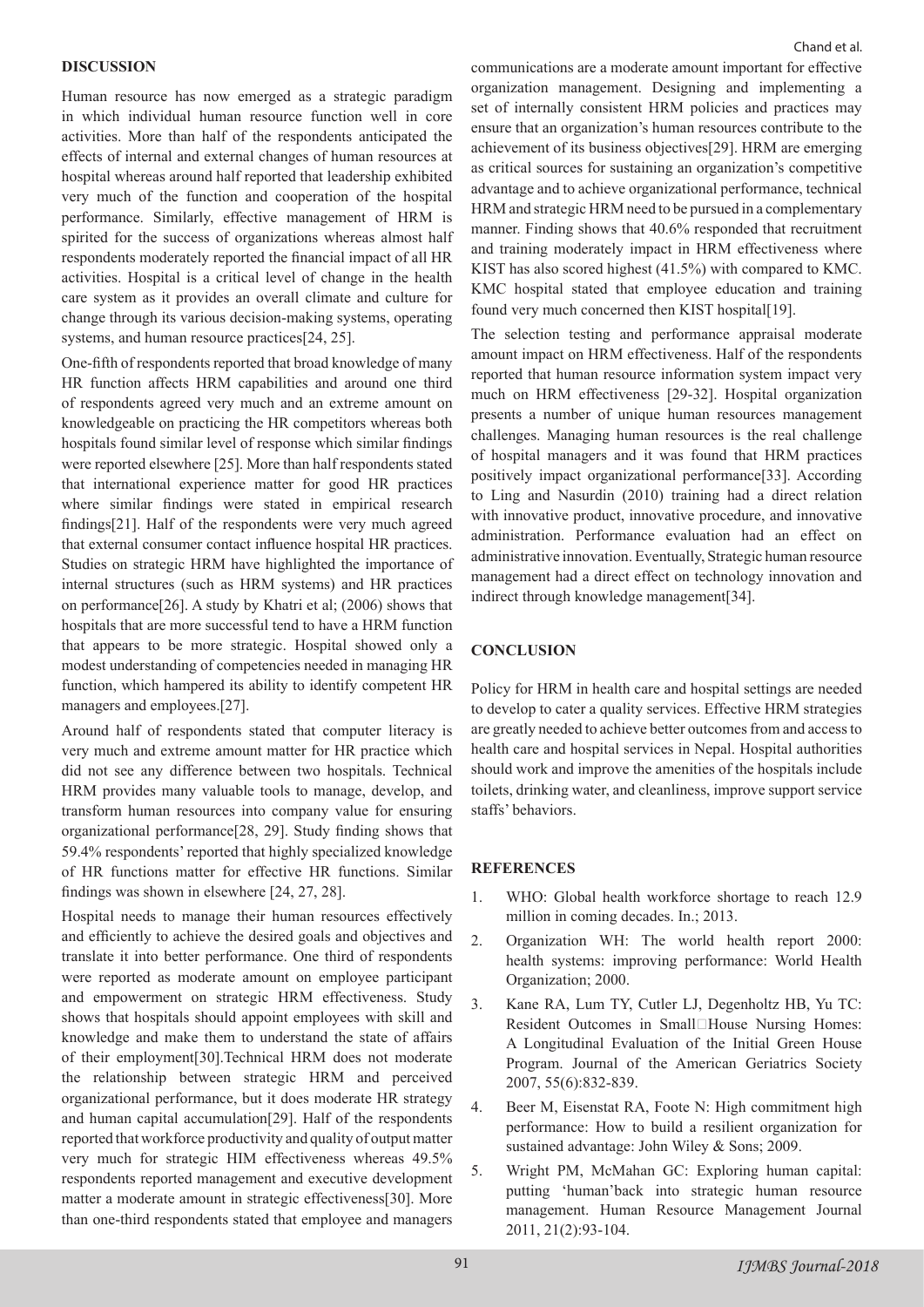## DISCUSSION

Human resource has now emerged as a strategic paradigm in which individual human resource function well in core activities. More than half of the respondents anticipated the effects of internal and external changes of human resources at hospital whereas around half reported that leadership exhibited very much of the function and cooperation of the hospital performance. Similarly, effective management of HRM is spirited for the success of organizations whereas almost half respondents moderately reported the financial impact of all HR activities. Hospital is a critical level of change in the health care system as it provides an overall climate and culture for change through its various decision-making systems, operating systems, and human resource practices[24, 25].

One-fifth of respondents reported that broad knowledge of many HR function affects HRM capabilities and around one third of respondents agreed very much and an extreme amount on knowledgeable on practicing the HR competitors whereas both hospitals found similar level of response which similar findings were reported elsewhere [25]. More than half respondents stated that international experience matter for good HR practices where similar findings were stated in empirical research findings[21]. Half of the respondents were very much agreed that external consumer contact influence hospital HR practices. Studies on strategic HRM have highlighted the importance of internal structures (such as HRM systems) and HR practices on performance[26]. A study by Khatri et al; (2006) shows that hospitals that are more successful tend to have a HRM function that appears to be more strategic. Hospital showed only a modest understanding of competencies needed in managing HR function, which hampered its ability to identify competent HR managers and employees.[27].

Around half of respondents stated that computer literacy is very much and extreme amount matter for HR practice which did not see any difference between two hospitals. Technical HRM provides many valuable tools to manage, develop, and transform human resources into company value for ensuring organizational performance[28, 29]. Study finding shows that 59.4% respondents' reported that highly specialized knowledge of HR functions matter for effective HR functions. Similar findings was shown in elsewhere [24, 27, 28].

Hospital needs to manage their human resources effectively and efficiently to achieve the desired goals and objectives and translate it into better performance. One third of respondents were reported as moderate amount on employee participant and empowerment on strategic HRM effectiveness. Study shows that hospitals should appoint employees with skill and knowledge and make them to understand the state of affairs of their employment[30].Technical HRM does not moderate the relationship between strategic HRM and perceived organizational performance, but it does moderate HR strategy and human capital accumulation[29]. Half of the respondents reported that workforce productivity and quality of output matter very much for strategic HIM effectiveness whereas 49.5% respondents reported management and executive development matter a moderate amount in strategic effectiveness[30]. More than one-third respondents stated that employee and managers communications are a moderate amount important for effective organization management. Designing and implementing a set of internally consistent HRM policies and practices may ensure that an organization's human resources contribute to the achievement of its business objectives[29]. HRM are emerging as critical sources for sustaining an organization's competitive advantage and to achieve organizational performance, technical HRM and strategic HRM need to be pursued in a complementary manner. Finding shows that 40.6% responded that recruitment and training moderately impact in HRM effectiveness where KIST has also scored highest (41.5%) with compared to KMC. KMC hospital stated that employee education and training found very much concerned then KIST hospital[19].

The selection testing and performance appraisal moderate amount impact on HRM effectiveness. Half of the respondents reported that human resource information system impact very much on HRM effectiveness [29-32]. Hospital organization presents a number of unique human resources management challenges. Managing human resources is the real challenge of hospital managers and it was found that HRM practices positively impact organizational performance[33]. According to Ling and Nasurdin (2010) training had a direct relation with innovative product, innovative procedure, and innovative administration. Performance evaluation had an effect on administrative innovation. Eventually, Strategic human resource management had a direct effect on technology innovation and indirect through knowledge management[34].

## CONCLUSION

Policy for HRM in health care and hospital settings are needed to develop to cater a quality services. Effective HRM strategies are greatly needed to achieve better outcomes from and access to health care and hospital services in Nepal. Hospital authorities should work and improve the amenities of the hospitals include toilets, drinking water, and cleanliness, improve support service staffs' behaviors.

## REFERENCES

1. WHO: Global health workforce shortage to reach 12.9 million in coming decades. In.; 2013.
2. Organization WH: The world health report 2000: health systems: improving performance: World Health Organization; 2000.
3. Kane RA, Lum TY, Cutler LJ, Degenholtz HB, Yu TC: Resident Outcomes in Small□House Nursing Homes: A Longitudinal Evaluation of the Initial Green House Program. Journal of the American Geriatrics Society 2007, 55(6):832-839.
4. Beer M, Eisenstat RA, Foote N: High commitment high performance: How to build a resilient organization for sustained advantage: John Wiley & Sons; 2009.
5. Wright PM, McMahan GC: Exploring human capital: putting 'human'back into strategic human resource management. Human Resource Management Journal 2011, 21(2):93-104.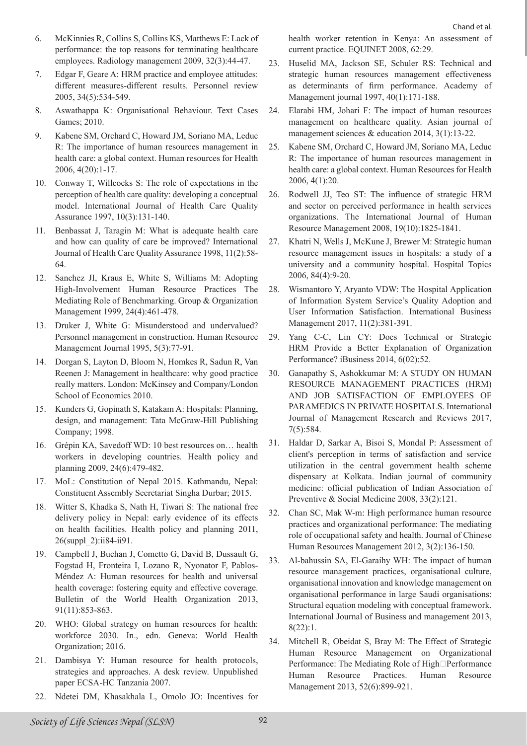6. McKinnies R, Collins S, Collins KS, Matthews E: Lack of performance: the top reasons for terminating healthcare employees. Radiology management 2009, 32(3):44-47.
7. Edgar F, Geare A: HRM practice and employee attitudes: different measures-different results. Personnel review 2005, 34(5):534-549.
8. Aswathappa K: Organisational Behaviour. Text Cases Games; 2010.
9. Kabene SM, Orchard C, Howard JM, Soriano MA, Leduc R: The importance of human resources management in health care: a global context. Human resources for Health 2006, 4(20):1-17.
10. Conway T, Willcocks S: The role of expectations in the perception of health care quality: developing a conceptual model. International Journal of Health Care Quality Assurance 1997, 10(3):131-140.
11. Benbassat J, Taragin M: What is adequate health care and how can quality of care be improved? International Journal of Health Care Quality Assurance 1998, 11(2):58-64.
12. Sanchez JI, Kraus E, White S, Williams M: Adopting High-Involvement Human Resource Practices The Mediating Role of Benchmarking. Group & Organization Management 1999, 24(4):461-478.
13. Druker J, White G: Misunderstood and undervalued? Personnel management in construction. Human Resource Management Journal 1995, 5(3):77-91.
14. Dorgan S, Layton D, Bloom N, Homkes R, Sadun R, Van Reenen J: Management in healthcare: why good practice really matters. London: McKinsey and Company/London School of Economics 2010.
15. Kunders G, Gopinath S, Katakam A: Hospitals: Planning, design, and management: Tata McGraw-Hill Publishing Company; 1998.
16. Grépin KA, Savedoff WD: 10 best resources on… health workers in developing countries. Health policy and planning 2009, 24(6):479-482.
17. MoL: Constitution of Nepal 2015. Kathmandu, Nepal: Constituent Assembly Secretariat Singha Durbar; 2015.
18. Witter S, Khadka S, Nath H, Tiwari S: The national free delivery policy in Nepal: early evidence of its effects on health facilities. Health policy and planning 2011, 26(suppl_2):ii84-ii91.
19. Campbell J, Buchan J, Cometto G, David B, Dussault G, Fogstad H, Fronteira I, Lozano R, Nyonator F, Pablos-Méndez A: Human resources for health and universal health coverage: fostering equity and effective coverage. Bulletin of the World Health Organization 2013, 91(11):853-863.
20. WHO: Global strategy on human resources for health: workforce 2030. In., edn. Geneva: World Health Organization; 2016.
21. Dambisya Y: Human resource for health protocols, strategies and approaches. A desk review. Unpublished paper ECSA-HC Tanzania 2007.
22. Ndetei DM, Khasakhala L, Omolo JO: Incentives for health worker retention in Kenya: An assessment of current practice. EQUINET 2008, 62:29.
23. Huselid MA, Jackson SE, Schuler RS: Technical and strategic human resources management effectiveness as determinants of firm performance. Academy of Management journal 1997, 40(1):171-188.
24. Elarabi HM, Johari F: The impact of human resources management on healthcare quality. Asian journal of management sciences & education 2014, 3(1):13-22.
25. Kabene SM, Orchard C, Howard JM, Soriano MA, Leduc R: The importance of human resources management in health care: a global context. Human Resources for Health 2006, 4(1):20.
26. Rodwell JJ, Teo ST: The influence of strategic HRM and sector on perceived performance in health services organizations. The International Journal of Human Resource Management 2008, 19(10):1825-1841.
27. Khatri N, Wells J, McKune J, Brewer M: Strategic human resource management issues in hospitals: a study of a university and a community hospital. Hospital Topics 2006, 84(4):9-20.
28. Wismantoro Y, Aryanto VDW: The Hospital Application of Information System Service's Quality Adoption and User Information Satisfaction. International Business Management 2017, 11(2):381-391.
29. Yang C-C, Lin CY: Does Technical or Strategic HRM Provide a Better Explanation of Organization Performance? iBusiness 2014, 6(02):52.
30. Ganapathy S, Ashokkumar M: A STUDY ON HUMAN RESOURCE MANAGEMENT PRACTICES (HRM) AND JOB SATISFACTION OF EMPLOYEES OF PARAMEDICS IN PRIVATE HOSPITALS. International Journal of Management Research and Reviews 2017, 7(5):584.
31. Haldar D, Sarkar A, Bisoi S, Mondal P: Assessment of client's perception in terms of satisfaction and service utilization in the central government health scheme dispensary at Kolkata. Indian journal of community medicine: official publication of Indian Association of Preventive & Social Medicine 2008, 33(2):121.
32. Chan SC, Mak W-m: High performance human resource practices and organizational performance: The mediating role of occupational safety and health. Journal of Chinese Human Resources Management 2012, 3(2):136-150.
33. Al-bahussin SA, El-Garaihy WH: The impact of human resource management practices, organisational culture, organisational innovation and knowledge management on organisational performance in large Saudi organisations: Structural equation modeling with conceptual framework. International Journal of Business and management 2013, 8(22):1.
34. Mitchell R, Obeidat S, Bray M: The Effect of Strategic Human Resource Management on Organizational Performance: The Mediating Role of High□Performance Human Resource Practices. Human Resource Management 2013, 52(6):899-921.